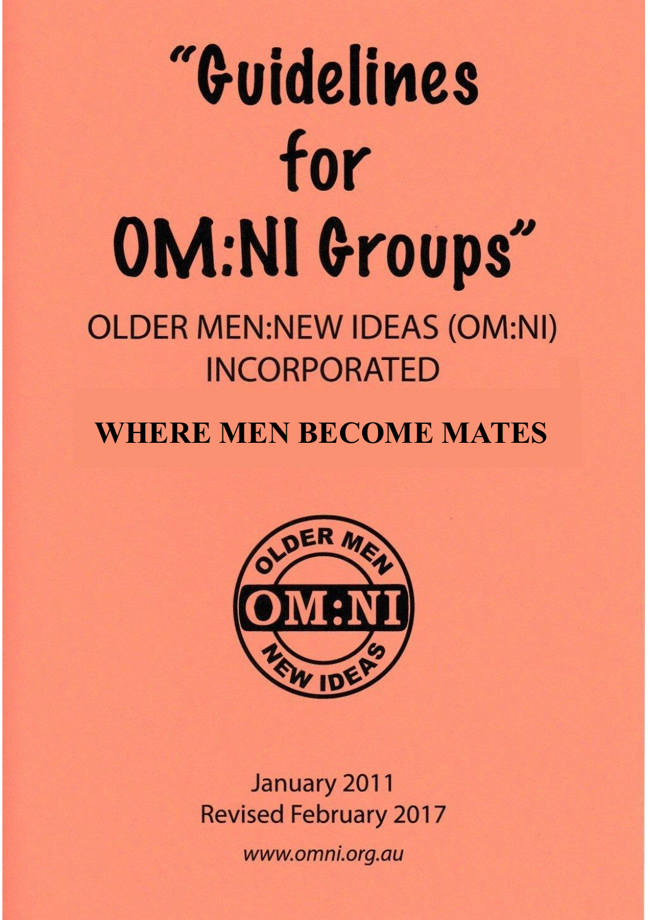# "Guidelines for OM:NI Groups"

## OLDER MEN:NEW IDEAS (OM:NI) INCORPORATED

**WHERE MEN BECOME MATES**

January 2011
Revised February 2017

*www.omni.org.au*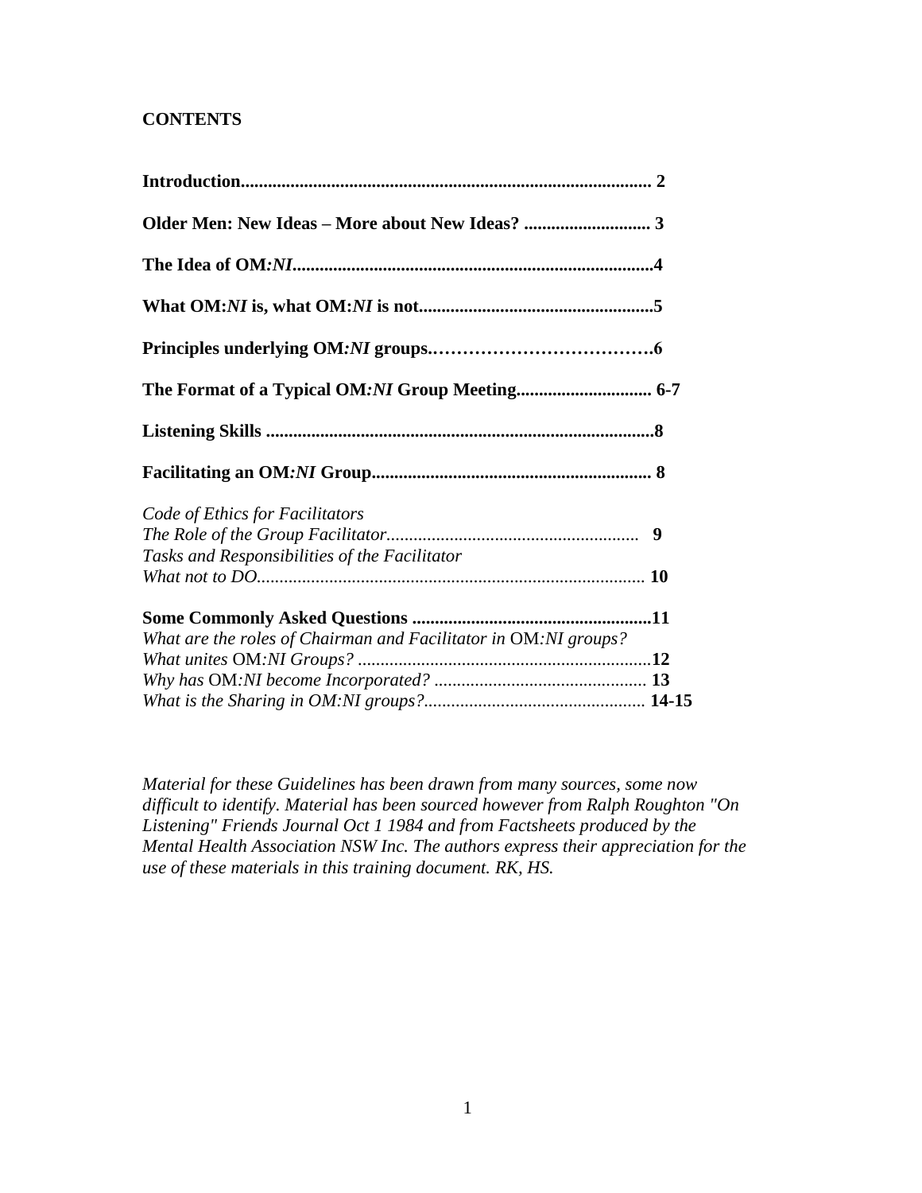**CONTENTS**

**Introduction.......................................................................................... 2**

**Older Men: New Ideas – More about New Ideas? ........................... 3**

**The Idea of OM:*NI*...............................................................................4**

**What OM:*NI* is, what OM:*NI* is not...................................................5**

**Principles underlying OM:*NI* groups.……………………………….6**

**The Format of a Typical OM:*NI* Group Meeting............................. 6-7**

**Listening Skills .....................................................................................8**

**Facilitating an OM:*NI* Group............................................................. 8**

*Code of Ethics for Facilitators*
*The Role of the Group Facilitator.......................................................* **9**
*Tasks and Responsibilities of the Facilitator*
*What not to DO.....................................................................................* **10**

**Some Commonly Asked Questions ....................................................11**
*What are the roles of Chairman and Facilitator in* OM*:NI groups?*
*What unites* OM*:NI Groups? ................................................................***12**
*Why has* OM*:NI become Incorporated? ..............................................* **13**
*What is the Sharing in OM:NI groups?................................................* **14-15**

*Material for these Guidelines has been drawn from many sources, some now difficult to identify. Material has been sourced however from Ralph Roughton "On Listening" Friends Journal Oct 1 1984 and from Factsheets produced by the Mental Health Association NSW Inc. The authors express their appreciation for the use of these materials in this training document. RK, HS.*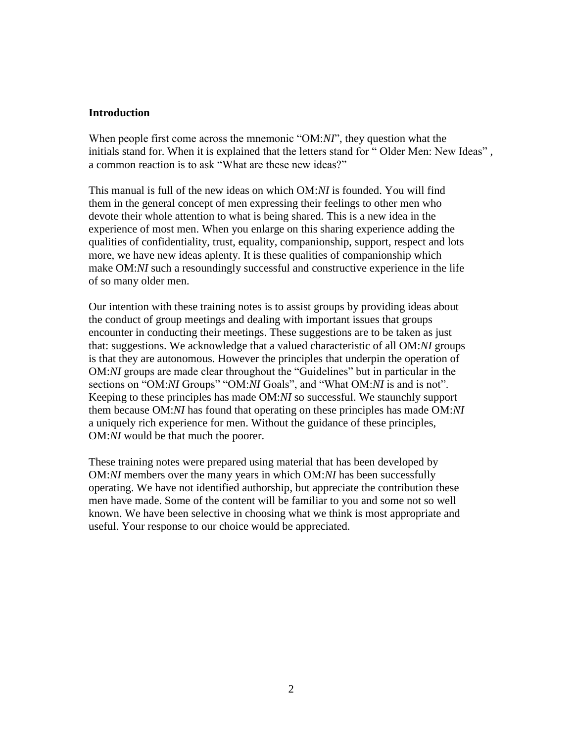**Introduction**

When people first come across the mnemonic "OM:*NI*", they question what the initials stand for. When it is explained that the letters stand for " Older Men: New Ideas" , a common reaction is to ask "What are these new ideas?"

This manual is full of the new ideas on which OM:*NI* is founded. You will find them in the general concept of men expressing their feelings to other men who devote their whole attention to what is being shared. This is a new idea in the experience of most men. When you enlarge on this sharing experience adding the qualities of confidentiality, trust, equality, companionship, support, respect and lots more, we have new ideas aplenty. It is these qualities of companionship which make OM:*NI* such a resoundingly successful and constructive experience in the life of so many older men.

Our intention with these training notes is to assist groups by providing ideas about the conduct of group meetings and dealing with important issues that groups encounter in conducting their meetings. These suggestions are to be taken as just that: suggestions. We acknowledge that a valued characteristic of all OM:*NI* groups is that they are autonomous. However the principles that underpin the operation of OM:*NI* groups are made clear throughout the "Guidelines" but in particular in the sections on "OM:*NI* Groups" "OM:*NI* Goals", and "What OM:*NI* is and is not". Keeping to these principles has made OM:*NI* so successful. We staunchly support them because OM:*NI* has found that operating on these principles has made OM:*NI* a uniquely rich experience for men. Without the guidance of these principles, OM:*NI* would be that much the poorer.

These training notes were prepared using material that has been developed by OM:*NI* members over the many years in which OM:*NI* has been successfully operating. We have not identified authorship, but appreciate the contribution these men have made. Some of the content will be familiar to you and some not so well known. We have been selective in choosing what we think is most appropriate and useful. Your response to our choice would be appreciated.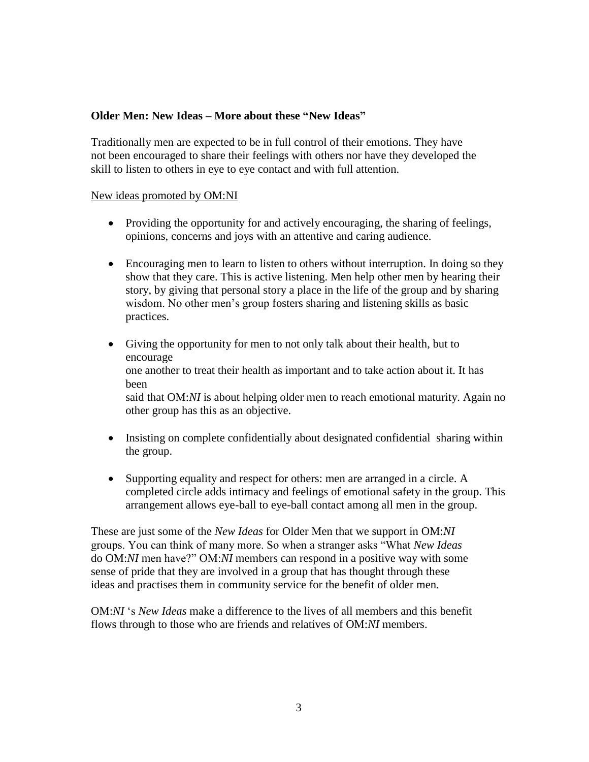**Older Men: New Ideas – More about these "New Ideas"**

Traditionally men are expected to be in full control of their emotions. They have not been encouraged to share their feelings with others nor have they developed the skill to listen to others in eye to eye contact and with full attention.

New ideas promoted by OM:NI

- Providing the opportunity for and actively encouraging, the sharing of feelings, opinions, concerns and joys with an attentive and caring audience.

- Encouraging men to learn to listen to others without interruption. In doing so they show that they care. This is active listening. Men help other men by hearing their story, by giving that personal story a place in the life of the group and by sharing wisdom. No other men's group fosters sharing and listening skills as basic practices.

- Giving the opportunity for men to not only talk about their health, but to encourage one another to treat their health as important and to take action about it. It has been said that OM:*NI* is about helping older men to reach emotional maturity. Again no other group has this as an objective.

- Insisting on complete confidentially about designated confidential sharing within the group.

- Supporting equality and respect for others: men are arranged in a circle. A completed circle adds intimacy and feelings of emotional safety in the group. This arrangement allows eye-ball to eye-ball contact among all men in the group.

These are just some of the *New Ideas* for Older Men that we support in OM:*NI* groups. You can think of many more. So when a stranger asks "What *New Ideas* do OM:*NI* men have?" OM:*NI* members can respond in a positive way with some sense of pride that they are involved in a group that has thought through these ideas and practises them in community service for the benefit of older men.

OM:*NI* 's *New Ideas* make a difference to the lives of all members and this benefit flows through to those who are friends and relatives of OM:*NI* members.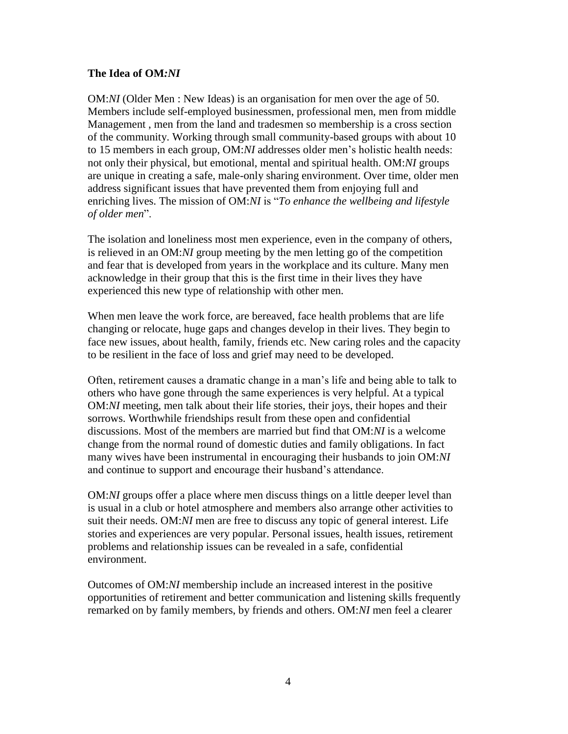**The Idea of OM:*NI***

OM:*NI* (Older Men : New Ideas) is an organisation for men over the age of 50. Members include self-employed businessmen, professional men, men from middle Management , men from the land and tradesmen so membership is a cross section of the community. Working through small community-based groups with about 10 to 15 members in each group, OM:*NI* addresses older men's holistic health needs: not only their physical, but emotional, mental and spiritual health. OM:*NI* groups are unique in creating a safe, male-only sharing environment. Over time, older men address significant issues that have prevented them from enjoying full and enriching lives. The mission of OM:*NI* is "*To enhance the wellbeing and lifestyle of older men*".

The isolation and loneliness most men experience, even in the company of others, is relieved in an OM:*NI* group meeting by the men letting go of the competition and fear that is developed from years in the workplace and its culture. Many men acknowledge in their group that this is the first time in their lives they have experienced this new type of relationship with other men.

When men leave the work force, are bereaved, face health problems that are life changing or relocate, huge gaps and changes develop in their lives. They begin to face new issues, about health, family, friends etc. New caring roles and the capacity to be resilient in the face of loss and grief may need to be developed.

Often, retirement causes a dramatic change in a man's life and being able to talk to others who have gone through the same experiences is very helpful. At a typical OM:*NI* meeting, men talk about their life stories, their joys, their hopes and their sorrows. Worthwhile friendships result from these open and confidential discussions. Most of the members are married but find that OM:*NI* is a welcome change from the normal round of domestic duties and family obligations. In fact many wives have been instrumental in encouraging their husbands to join OM:*NI* and continue to support and encourage their husband's attendance.

OM:*NI* groups offer a place where men discuss things on a little deeper level than is usual in a club or hotel atmosphere and members also arrange other activities to suit their needs. OM:*NI* men are free to discuss any topic of general interest. Life stories and experiences are very popular. Personal issues, health issues, retirement problems and relationship issues can be revealed in a safe, confidential environment.

Outcomes of OM:*NI* membership include an increased interest in the positive opportunities of retirement and better communication and listening skills frequently remarked on by family members, by friends and others. OM:*NI* men feel a clearer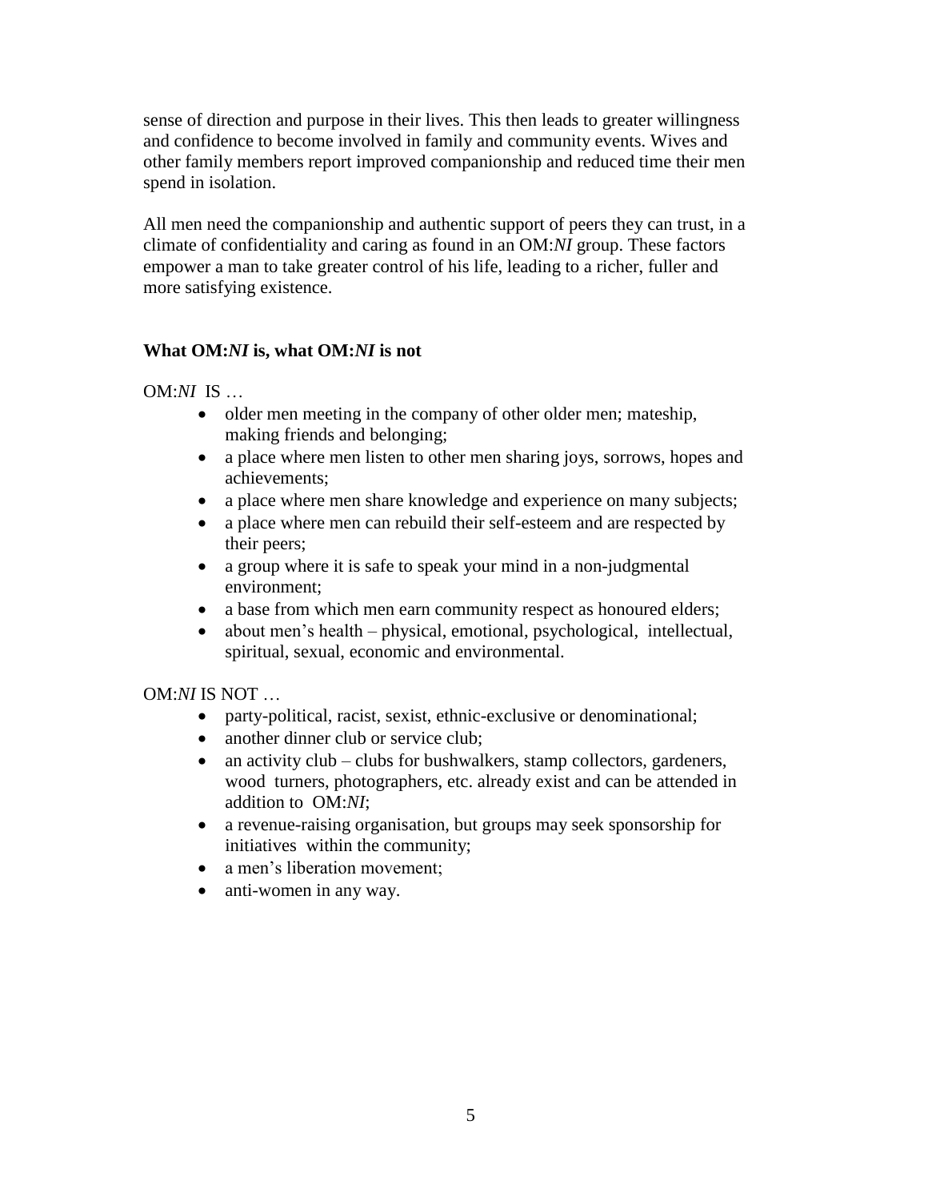sense of direction and purpose in their lives. This then leads to greater willingness and confidence to become involved in family and community events. Wives and other family members report improved companionship and reduced time their men spend in isolation.

All men need the companionship and authentic support of peers they can trust, in a climate of confidentiality and caring as found in an OM:*NI* group. These factors empower a man to take greater control of his life, leading to a richer, fuller and more satisfying existence.

### What OM:*NI* is, what OM:*NI* is not

OM:*NI* IS …

- older men meeting in the company of other older men; mateship, making friends and belonging;
- a place where men listen to other men sharing joys, sorrows, hopes and achievements;
- a place where men share knowledge and experience on many subjects;
- a place where men can rebuild their self-esteem and are respected by their peers;
- a group where it is safe to speak your mind in a non-judgmental environment;
- a base from which men earn community respect as honoured elders;
- about men's health – physical, emotional, psychological, intellectual, spiritual, sexual, economic and environmental.

OM:*NI* IS NOT …

- party-political, racist, sexist, ethnic-exclusive or denominational;
- another dinner club or service club;
- an activity club – clubs for bushwalkers, stamp collectors, gardeners, wood turners, photographers, etc. already exist and can be attended in addition to OM:*NI*;
- a revenue-raising organisation, but groups may seek sponsorship for initiatives within the community;
- a men's liberation movement;
- anti-women in any way.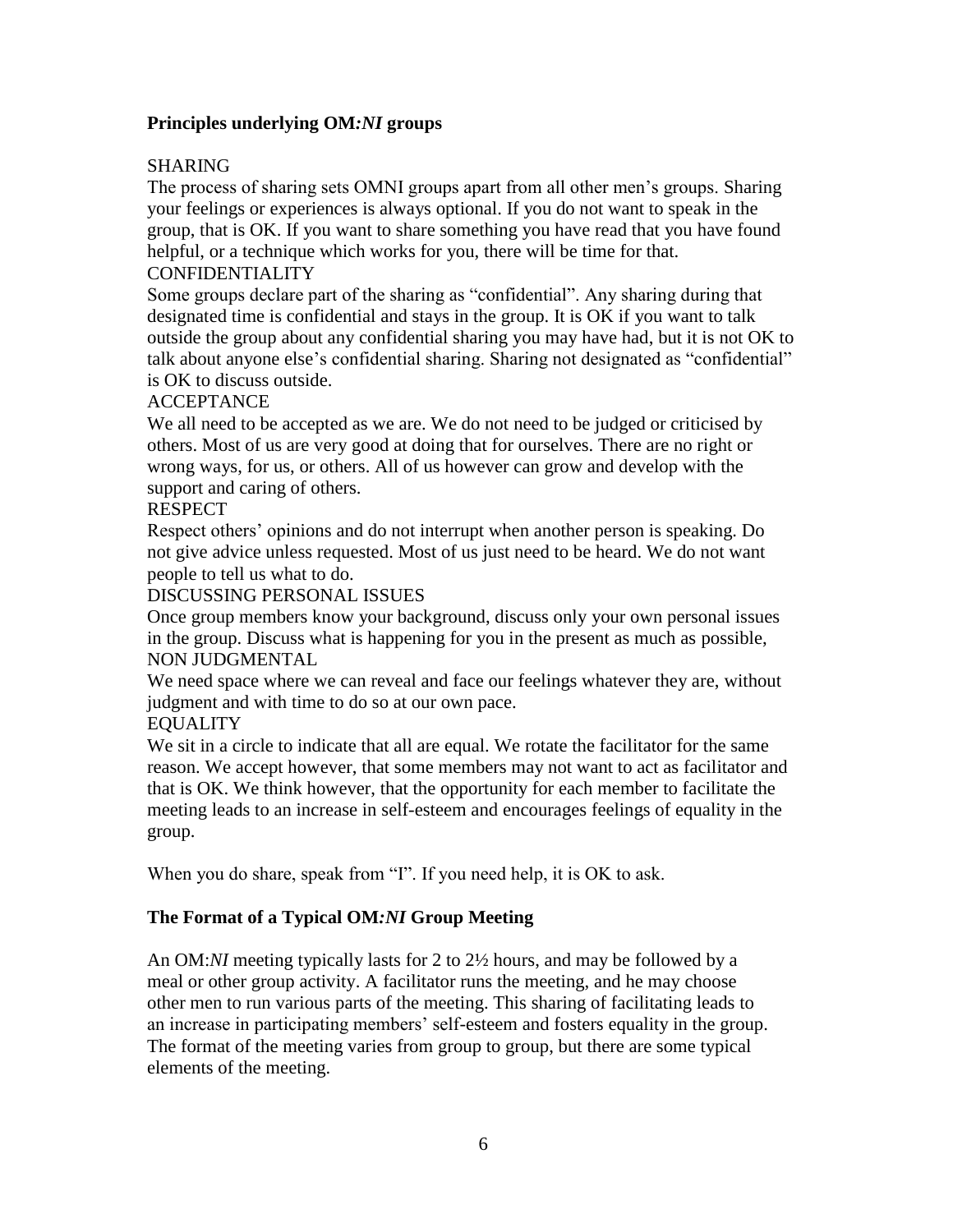## **Principles underlying OM*:NI* groups**

SHARING

The process of sharing sets OMNI groups apart from all other men's groups. Sharing your feelings or experiences is always optional. If you do not want to speak in the group, that is OK. If you want to share something you have read that you have found helpful, or a technique which works for you, there will be time for that.

CONFIDENTIALITY

Some groups declare part of the sharing as "confidential". Any sharing during that designated time is confidential and stays in the group. It is OK if you want to talk outside the group about any confidential sharing you may have had, but it is not OK to talk about anyone else's confidential sharing. Sharing not designated as "confidential" is OK to discuss outside.

ACCEPTANCE

We all need to be accepted as we are. We do not need to be judged or criticised by others. Most of us are very good at doing that for ourselves. There are no right or wrong ways, for us, or others. All of us however can grow and develop with the support and caring of others.

RESPECT

Respect others' opinions and do not interrupt when another person is speaking. Do not give advice unless requested. Most of us just need to be heard. We do not want people to tell us what to do.

DISCUSSING PERSONAL ISSUES

Once group members know your background, discuss only your own personal issues in the group. Discuss what is happening for you in the present as much as possible,

NON JUDGMENTAL

We need space where we can reveal and face our feelings whatever they are, without judgment and with time to do so at our own pace.

EQUALITY

We sit in a circle to indicate that all are equal. We rotate the facilitator for the same reason. We accept however, that some members may not want to act as facilitator and that is OK. We think however, that the opportunity for each member to facilitate the meeting leads to an increase in self-esteem and encourages feelings of equality in the group.

When you do share, speak from "I". If you need help, it is OK to ask.

## **The Format of a Typical OM*:NI* Group Meeting**

An OM:*NI* meeting typically lasts for 2 to 2½ hours, and may be followed by a meal or other group activity. A facilitator runs the meeting, and he may choose other men to run various parts of the meeting. This sharing of facilitating leads to an increase in participating members' self-esteem and fosters equality in the group. The format of the meeting varies from group to group, but there are some typical elements of the meeting.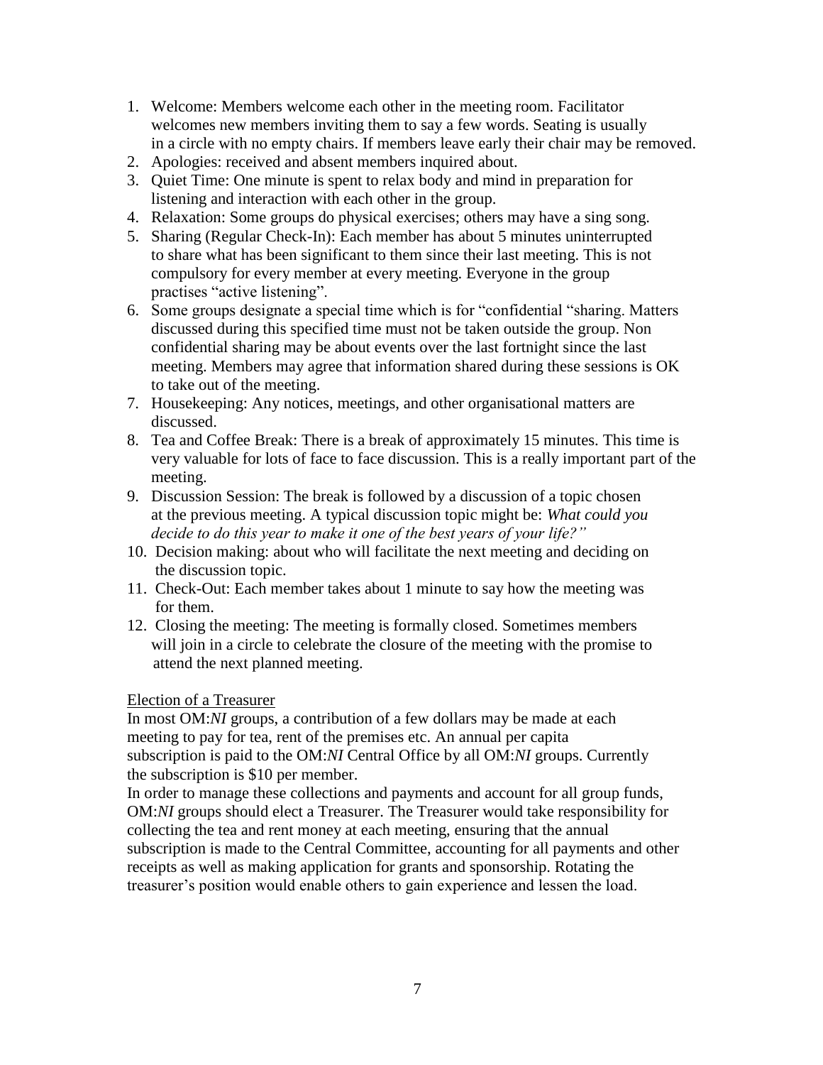1. Welcome: Members welcome each other in the meeting room. Facilitator welcomes new members inviting them to say a few words. Seating is usually in a circle with no empty chairs. If members leave early their chair may be removed.
2. Apologies: received and absent members inquired about.
3. Quiet Time: One minute is spent to relax body and mind in preparation for listening and interaction with each other in the group.
4. Relaxation: Some groups do physical exercises; others may have a sing song.
5. Sharing (Regular Check-In): Each member has about 5 minutes uninterrupted to share what has been significant to them since their last meeting. This is not compulsory for every member at every meeting. Everyone in the group practises "active listening".
6. Some groups designate a special time which is for "confidential "sharing. Matters discussed during this specified time must not be taken outside the group. Non confidential sharing may be about events over the last fortnight since the last meeting. Members may agree that information shared during these sessions is OK to take out of the meeting.
7. Housekeeping: Any notices, meetings, and other organisational matters are discussed.
8. Tea and Coffee Break: There is a break of approximately 15 minutes. This time is very valuable for lots of face to face discussion. This is a really important part of the meeting.
9. Discussion Session: The break is followed by a discussion of a topic chosen at the previous meeting. A typical discussion topic might be: *What could you decide to do this year to make it one of the best years of your life?"*
10. Decision making: about who will facilitate the next meeting and deciding on the discussion topic.
11. Check-Out: Each member takes about 1 minute to say how the meeting was for them.
12. Closing the meeting: The meeting is formally closed. Sometimes members will join in a circle to celebrate the closure of the meeting with the promise to attend the next planned meeting.

<u>Election of a Treasurer</u>

In most OM:*NI* groups, a contribution of a few dollars may be made at each meeting to pay for tea, rent of the premises etc. An annual per capita subscription is paid to the OM:*NI* Central Office by all OM:*NI* groups. Currently the subscription is $10 per member.

In order to manage these collections and payments and account for all group funds, OM:*NI* groups should elect a Treasurer. The Treasurer would take responsibility for collecting the tea and rent money at each meeting, ensuring that the annual subscription is made to the Central Committee, accounting for all payments and other receipts as well as making application for grants and sponsorship. Rotating the treasurer's position would enable others to gain experience and lessen the load.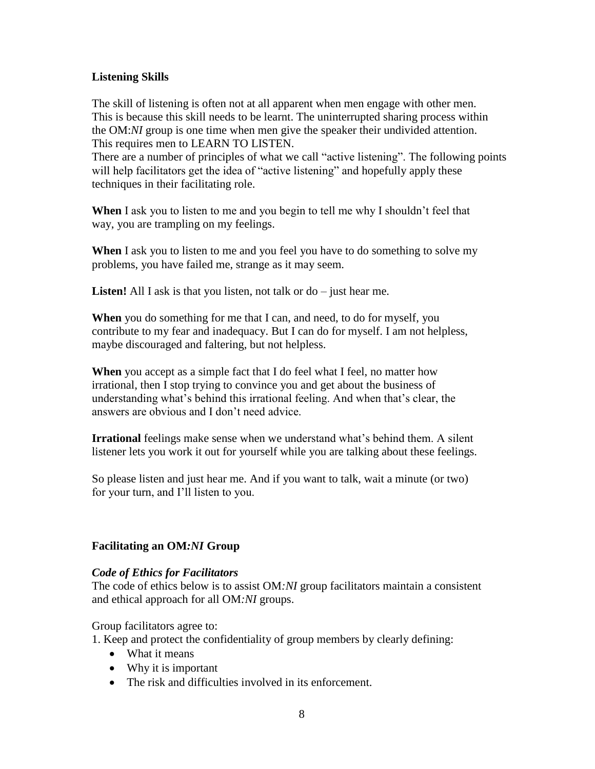**Listening Skills**

The skill of listening is often not at all apparent when men engage with other men. This is because this skill needs to be learnt. The uninterrupted sharing process within the OM:*NI* group is one time when men give the speaker their undivided attention. This requires men to LEARN TO LISTEN.

There are a number of principles of what we call "active listening". The following points will help facilitators get the idea of "active listening" and hopefully apply these techniques in their facilitating role.

**When** I ask you to listen to me and you begin to tell me why I shouldn't feel that way, you are trampling on my feelings.

**When** I ask you to listen to me and you feel you have to do something to solve my problems, you have failed me, strange as it may seem.

**Listen!** All I ask is that you listen, not talk or do – just hear me.

**When** you do something for me that I can, and need, to do for myself, you contribute to my fear and inadequacy. But I can do for myself. I am not helpless, maybe discouraged and faltering, but not helpless.

**When** you accept as a simple fact that I do feel what I feel, no matter how irrational, then I stop trying to convince you and get about the business of understanding what's behind this irrational feeling. And when that's clear, the answers are obvious and I don't need advice.

**Irrational** feelings make sense when we understand what's behind them. A silent listener lets you work it out for yourself while you are talking about these feelings.

So please listen and just hear me. And if you want to talk, wait a minute (or two) for your turn, and I'll listen to you.

**Facilitating an OM*:NI* Group**

***Code of Ethics for Facilitators***

The code of ethics below is to assist OM*:NI* group facilitators maintain a consistent and ethical approach for all OM*:NI* groups.

Group facilitators agree to:

1. Keep and protect the confidentiality of group members by clearly defining:
    - What it means
    - Why it is important
    - The risk and difficulties involved in its enforcement.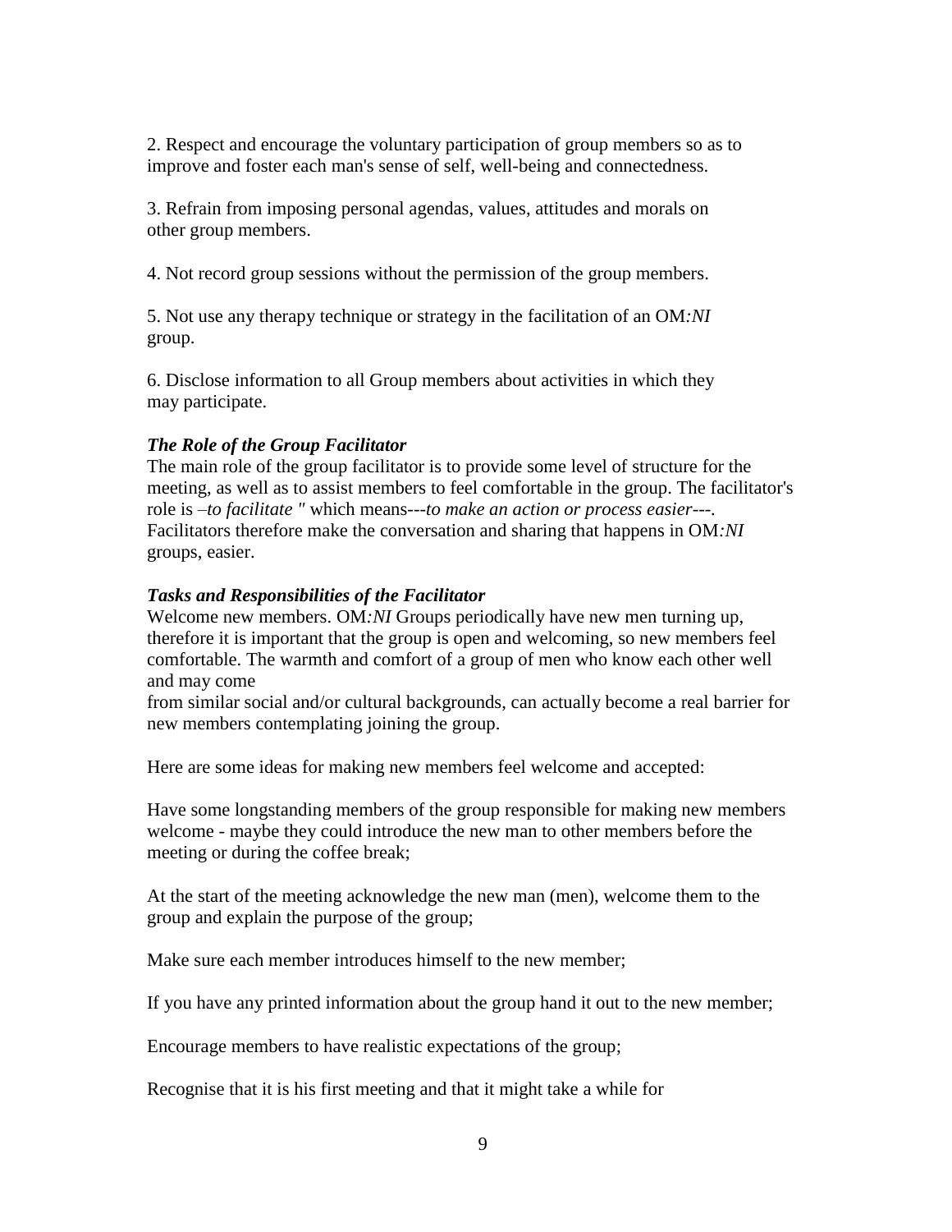2. Respect and encourage the voluntary participation of group members so as to improve and foster each man's sense of self, well-being and connectedness.

3. Refrain from imposing personal agendas, values, attitudes and morals on other group members.

4. Not record group sessions without the permission of the group members.

5. Not use any therapy technique or strategy in the facilitation of an OM*:NI* group.

6. Disclose information to all Group members about activities in which they may participate.

***The Role of the Group Facilitator***

The main role of the group facilitator is to provide some level of structure for the meeting, as well as to assist members to feel comfortable in the group. The facilitator's role is –*to facilitate "* which means---*to make an action or process easier*---. Facilitators therefore make the conversation and sharing that happens in OM*:NI* groups, easier.

***Tasks and Responsibilities of the Facilitator***

Welcome new members. OM*:NI* Groups periodically have new men turning up, therefore it is important that the group is open and welcoming, so new members feel comfortable. The warmth and comfort of a group of men who know each other well and may come from similar social and/or cultural backgrounds, can actually become a real barrier for new members contemplating joining the group.

Here are some ideas for making new members feel welcome and accepted:

Have some longstanding members of the group responsible for making new members welcome - maybe they could introduce the new man to other members before the meeting or during the coffee break;

At the start of the meeting acknowledge the new man (men), welcome them to the group and explain the purpose of the group;

Make sure each member introduces himself to the new member;

If you have any printed information about the group hand it out to the new member;

Encourage members to have realistic expectations of the group;

Recognise that it is his first meeting and that it might take a while for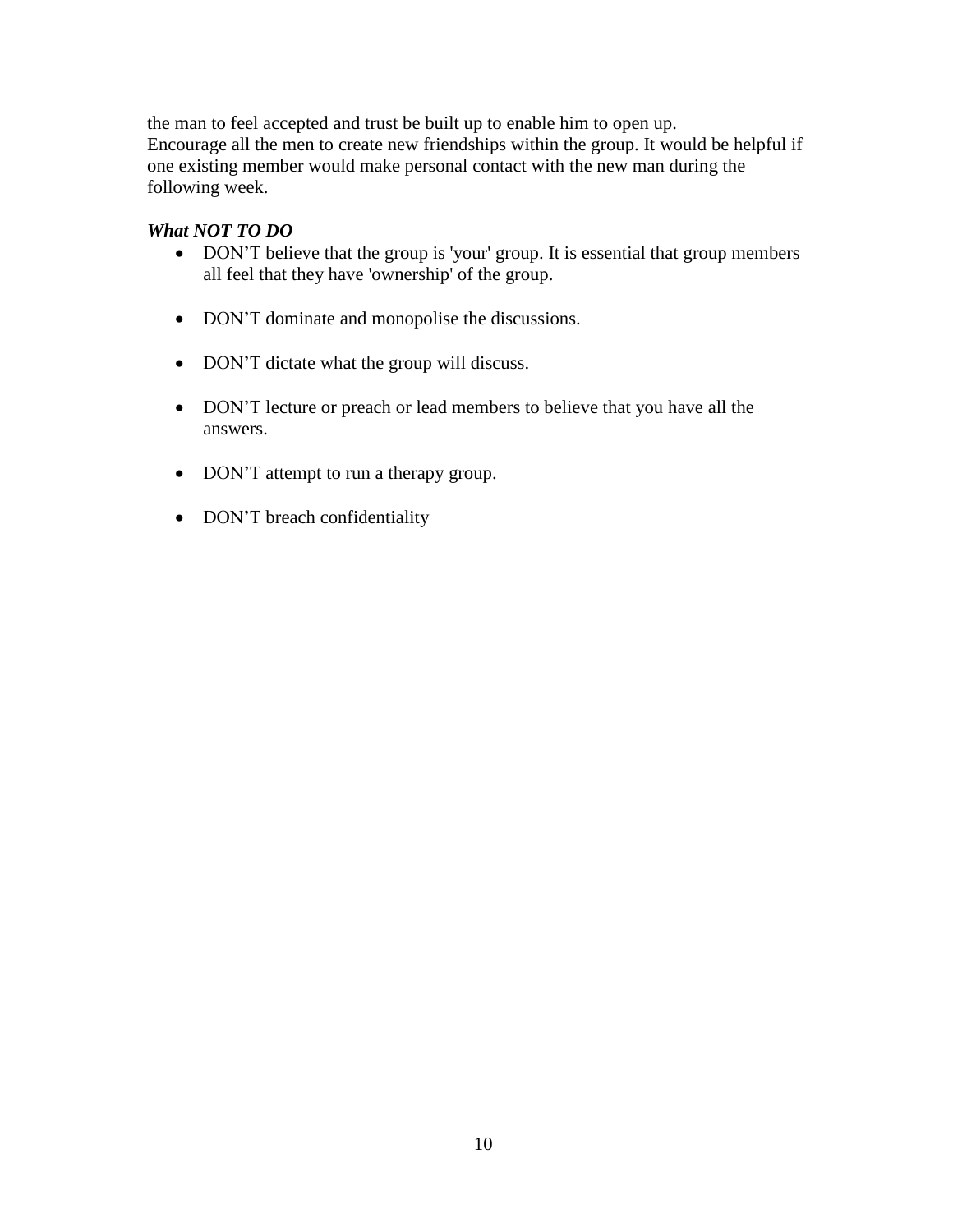the man to feel accepted and trust be built up to enable him to open up.
Encourage all the men to create new friendships within the group. It would be helpful if one existing member would make personal contact with the new man during the following week.

***What NOT TO DO***

- DON'T believe that the group is 'your' group. It is essential that group members all feel that they have 'ownership' of the group.
- DON'T dominate and monopolise the discussions.
- DON'T dictate what the group will discuss.
- DON'T lecture or preach or lead members to believe that you have all the answers.
- DON'T attempt to run a therapy group.
- DON'T breach confidentiality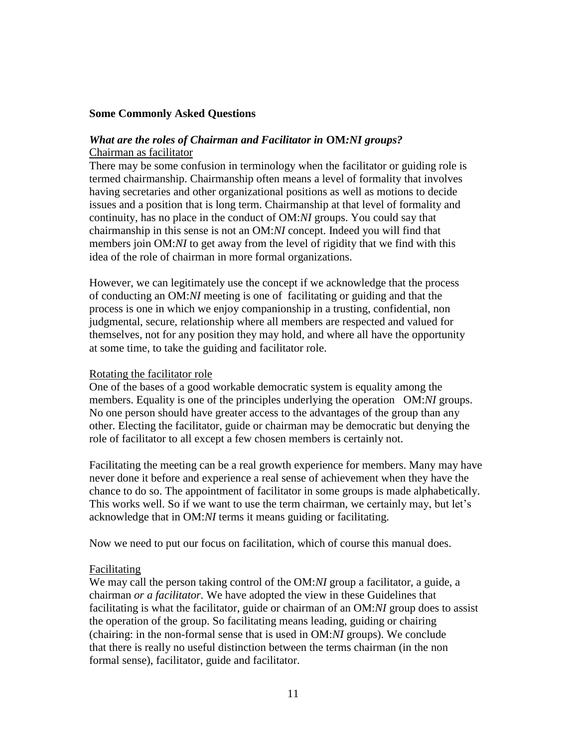**Some Commonly Asked Questions**

***What are the roles of Chairman and Facilitator in* OM*:NI groups?***

Chairman as facilitator

There may be some confusion in terminology when the facilitator or guiding role is termed chairmanship. Chairmanship often means a level of formality that involves having secretaries and other organizational positions as well as motions to decide issues and a position that is long term. Chairmanship at that level of formality and continuity, has no place in the conduct of OM:*NI* groups. You could say that chairmanship in this sense is not an OM:*NI* concept. Indeed you will find that members join OM:*NI* to get away from the level of rigidity that we find with this idea of the role of chairman in more formal organizations.

However, we can legitimately use the concept if we acknowledge that the process of conducting an OM:*NI* meeting is one of facilitating or guiding and that the process is one in which we enjoy companionship in a trusting, confidential, non judgmental, secure, relationship where all members are respected and valued for themselves, not for any position they may hold, and where all have the opportunity at some time, to take the guiding and facilitator role.

Rotating the facilitator role

One of the bases of a good workable democratic system is equality among the members. Equality is one of the principles underlying the operation OM:*NI* groups. No one person should have greater access to the advantages of the group than any other. Electing the facilitator, guide or chairman may be democratic but denying the role of facilitator to all except a few chosen members is certainly not.

Facilitating the meeting can be a real growth experience for members. Many may have never done it before and experience a real sense of achievement when they have the chance to do so. The appointment of facilitator in some groups is made alphabetically. This works well. So if we want to use the term chairman, we certainly may, but let's acknowledge that in OM:*NI* terms it means guiding or facilitating.

Now we need to put our focus on facilitation, which of course this manual does.

Facilitating

We may call the person taking control of the OM:*NI* group a facilitator, a guide, a chairman *or a facilitator*. We have adopted the view in these Guidelines that facilitating is what the facilitator, guide or chairman of an OM:*NI* group does to assist the operation of the group. So facilitating means leading, guiding or chairing (chairing: in the non-formal sense that is used in OM:*NI* groups). We conclude that there is really no useful distinction between the terms chairman (in the non formal sense), facilitator, guide and facilitator.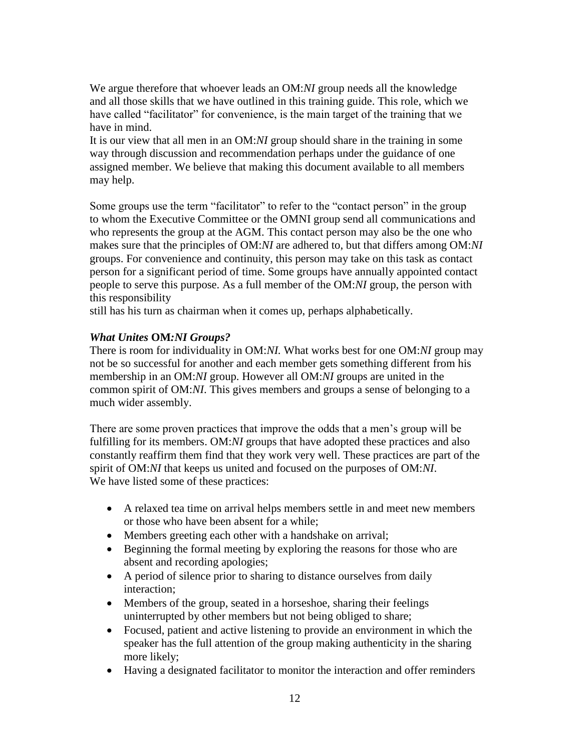We argue therefore that whoever leads an OM:*NI* group needs all the knowledge and all those skills that we have outlined in this training guide. This role, which we have called "facilitator" for convenience, is the main target of the training that we have in mind.
It is our view that all men in an OM:*NI* group should share in the training in some way through discussion and recommendation perhaps under the guidance of one assigned member. We believe that making this document available to all members may help.

Some groups use the term "facilitator" to refer to the "contact person" in the group to whom the Executive Committee or the OMNI group send all communications and who represents the group at the AGM. This contact person may also be the one who makes sure that the principles of OM:*NI* are adhered to, but that differs among OM:*NI* groups. For convenience and continuity, this person may take on this task as contact person for a significant period of time. Some groups have annually appointed contact people to serve this purpose. As a full member of the OM:*NI* group, the person with this responsibility
still has his turn as chairman when it comes up, perhaps alphabetically.

### *What Unites* **OM:*NI* Groups?**

There is room for individuality in OM:*NI*. What works best for one OM:*NI* group may not be so successful for another and each member gets something different from his membership in an OM:*NI* group. However all OM:*NI* groups are united in the common spirit of OM:*NI*. This gives members and groups a sense of belonging to a much wider assembly.

There are some proven practices that improve the odds that a men's group will be fulfilling for its members. OM:*NI* groups that have adopted these practices and also constantly reaffirm them find that they work very well. These practices are part of the spirit of OM:*NI* that keeps us united and focused on the purposes of OM:*NI*.
We have listed some of these practices:

- A relaxed tea time on arrival helps members settle in and meet new members or those who have been absent for a while;
- Members greeting each other with a handshake on arrival;
- Beginning the formal meeting by exploring the reasons for those who are absent and recording apologies;
- A period of silence prior to sharing to distance ourselves from daily interaction;
- Members of the group, seated in a horseshoe, sharing their feelings uninterrupted by other members but not being obliged to share;
- Focused, patient and active listening to provide an environment in which the speaker has the full attention of the group making authenticity in the sharing more likely;
- Having a designated facilitator to monitor the interaction and offer reminders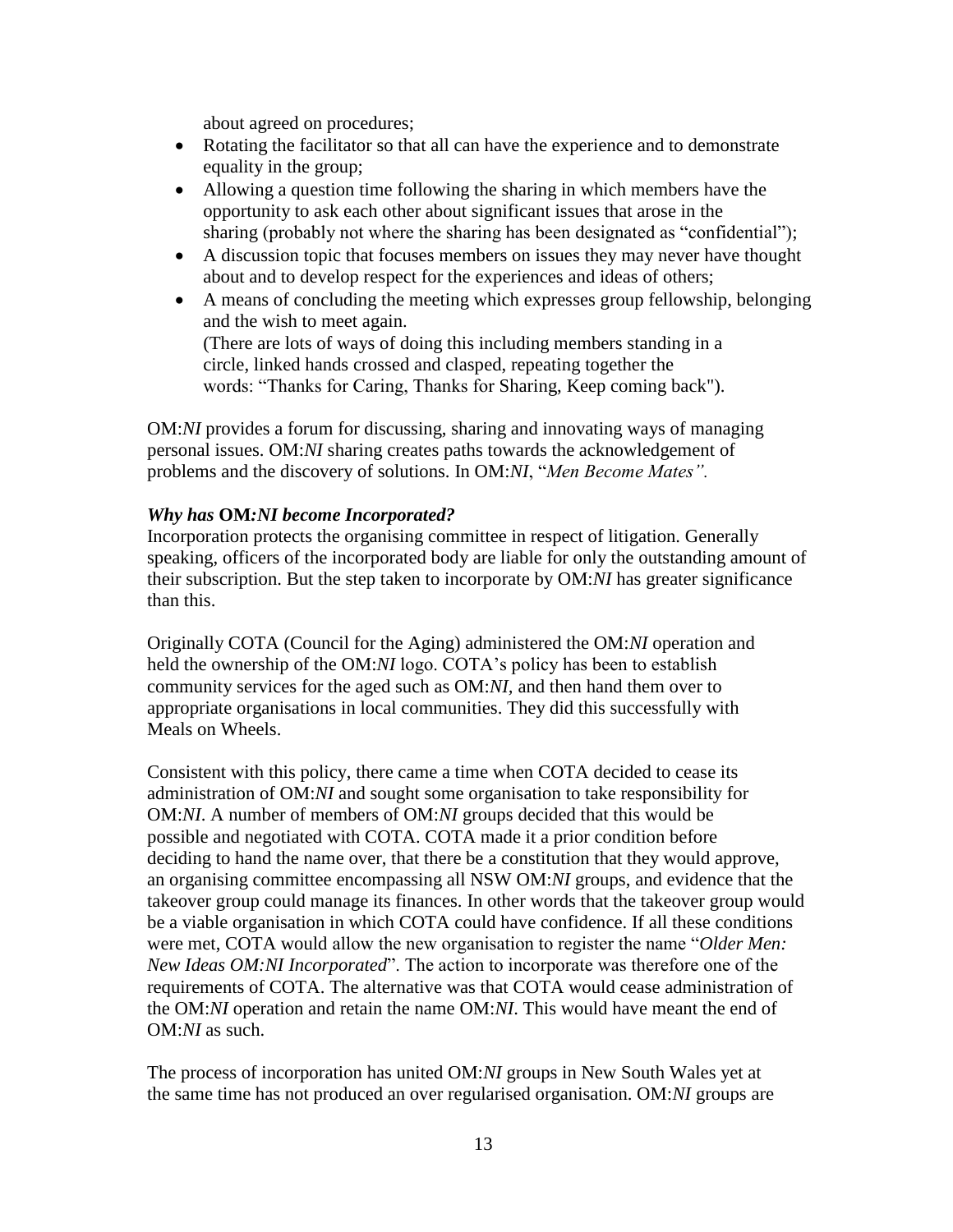about agreed on procedures;

- Rotating the facilitator so that all can have the experience and to demonstrate equality in the group;
- Allowing a question time following the sharing in which members have the opportunity to ask each other about significant issues that arose in the sharing (probably not where the sharing has been designated as "confidential");
- A discussion topic that focuses members on issues they may never have thought about and to develop respect for the experiences and ideas of others;
- A means of concluding the meeting which expresses group fellowship, belonging and the wish to meet again.
  (There are lots of ways of doing this including members standing in a circle, linked hands crossed and clasped, repeating together the words: "Thanks for Caring, Thanks for Sharing, Keep coming back").

OM:*NI* provides a forum for discussing, sharing and innovating ways of managing personal issues. OM:*NI* sharing creates paths towards the acknowledgement of problems and the discovery of solutions. In OM:*NI*, "*Men Become Mates".*

### *Why has* **OM***:NI become Incorporated?*

Incorporation protects the organising committee in respect of litigation. Generally speaking, officers of the incorporated body are liable for only the outstanding amount of their subscription. But the step taken to incorporate by OM:*NI* has greater significance than this.

Originally COTA (Council for the Aging) administered the OM:*NI* operation and held the ownership of the OM:*NI* logo. COTA's policy has been to establish community services for the aged such as OM:*NI,* and then hand them over to appropriate organisations in local communities. They did this successfully with Meals on Wheels.

Consistent with this policy, there came a time when COTA decided to cease its administration of OM:*NI* and sought some organisation to take responsibility for OM:*NI*. A number of members of OM:*NI* groups decided that this would be possible and negotiated with COTA. COTA made it a prior condition before deciding to hand the name over, that there be a constitution that they would approve, an organising committee encompassing all NSW OM:*NI* groups, and evidence that the takeover group could manage its finances. In other words that the takeover group would be a viable organisation in which COTA could have confidence. If all these conditions were met, COTA would allow the new organisation to register the name "*Older Men: New Ideas OM:NI Incorporated*". The action to incorporate was therefore one of the requirements of COTA. The alternative was that COTA would cease administration of the OM:*NI* operation and retain the name OM:*NI*. This would have meant the end of OM:*NI* as such.

The process of incorporation has united OM:*NI* groups in New South Wales yet at the same time has not produced an over regularised organisation. OM:*NI* groups are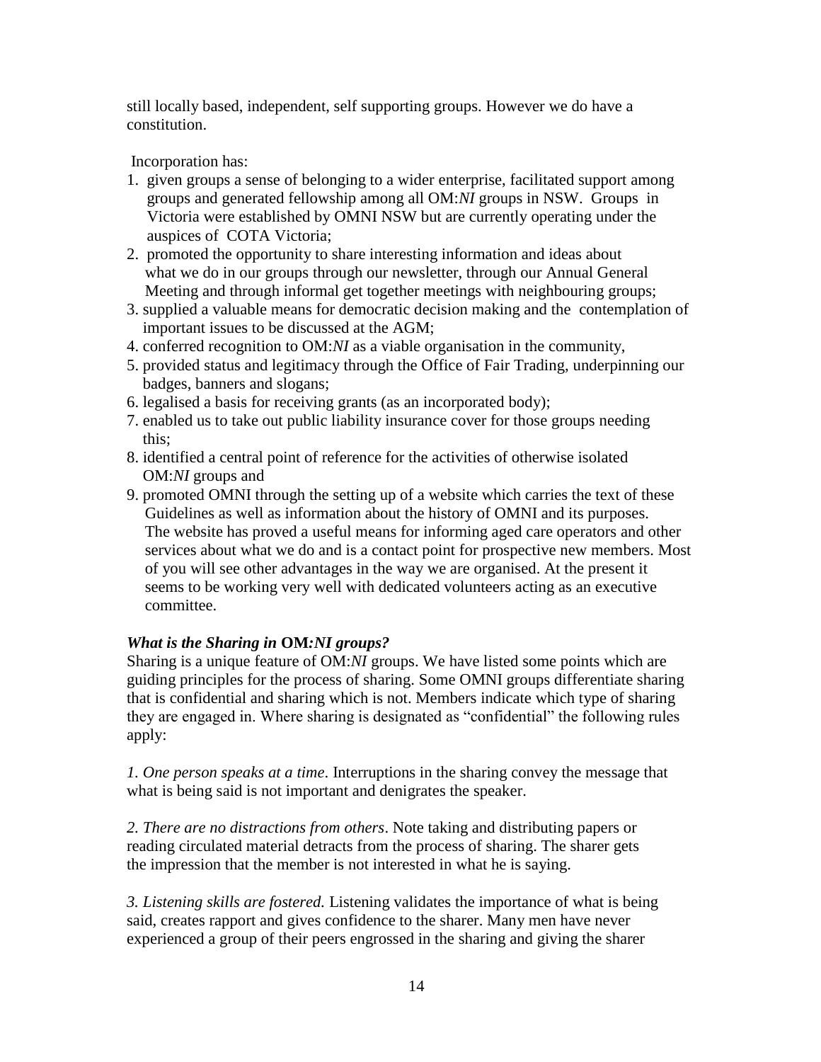still locally based, independent, self supporting groups. However we do have a constitution.

Incorporation has:

1. given groups a sense of belonging to a wider enterprise, facilitated support among groups and generated fellowship among all OM:*NI* groups in NSW. Groups in Victoria were established by OMNI NSW but are currently operating under the auspices of COTA Victoria;
2. promoted the opportunity to share interesting information and ideas about what we do in our groups through our newsletter, through our Annual General Meeting and through informal get together meetings with neighbouring groups;
3. supplied a valuable means for democratic decision making and the contemplation of important issues to be discussed at the AGM;
4. conferred recognition to OM:*NI* as a viable organisation in the community,
5. provided status and legitimacy through the Office of Fair Trading, underpinning our badges, banners and slogans;
6. legalised a basis for receiving grants (as an incorporated body);
7. enabled us to take out public liability insurance cover for those groups needing this;
8. identified a central point of reference for the activities of otherwise isolated OM:*NI* groups and
9. promoted OMNI through the setting up of a website which carries the text of these Guidelines as well as information about the history of OMNI and its purposes. The website has proved a useful means for informing aged care operators and other services about what we do and is a contact point for prospective new members. Most of you will see other advantages in the way we are organised. At the present it seems to be working very well with dedicated volunteers acting as an executive committee.

### *What is the Sharing in* **OM:***NI groups?*

Sharing is a unique feature of OM:*NI* groups. We have listed some points which are guiding principles for the process of sharing. Some OMNI groups differentiate sharing that is confidential and sharing which is not. Members indicate which type of sharing they are engaged in. Where sharing is designated as "confidential" the following rules apply:

*1. One person speaks at a time*. Interruptions in the sharing convey the message that what is being said is not important and denigrates the speaker.

*2. There are no distractions from others*. Note taking and distributing papers or reading circulated material detracts from the process of sharing. The sharer gets the impression that the member is not interested in what he is saying.

*3. Listening skills are fostered.* Listening validates the importance of what is being said, creates rapport and gives confidence to the sharer. Many men have never experienced a group of their peers engrossed in the sharing and giving the sharer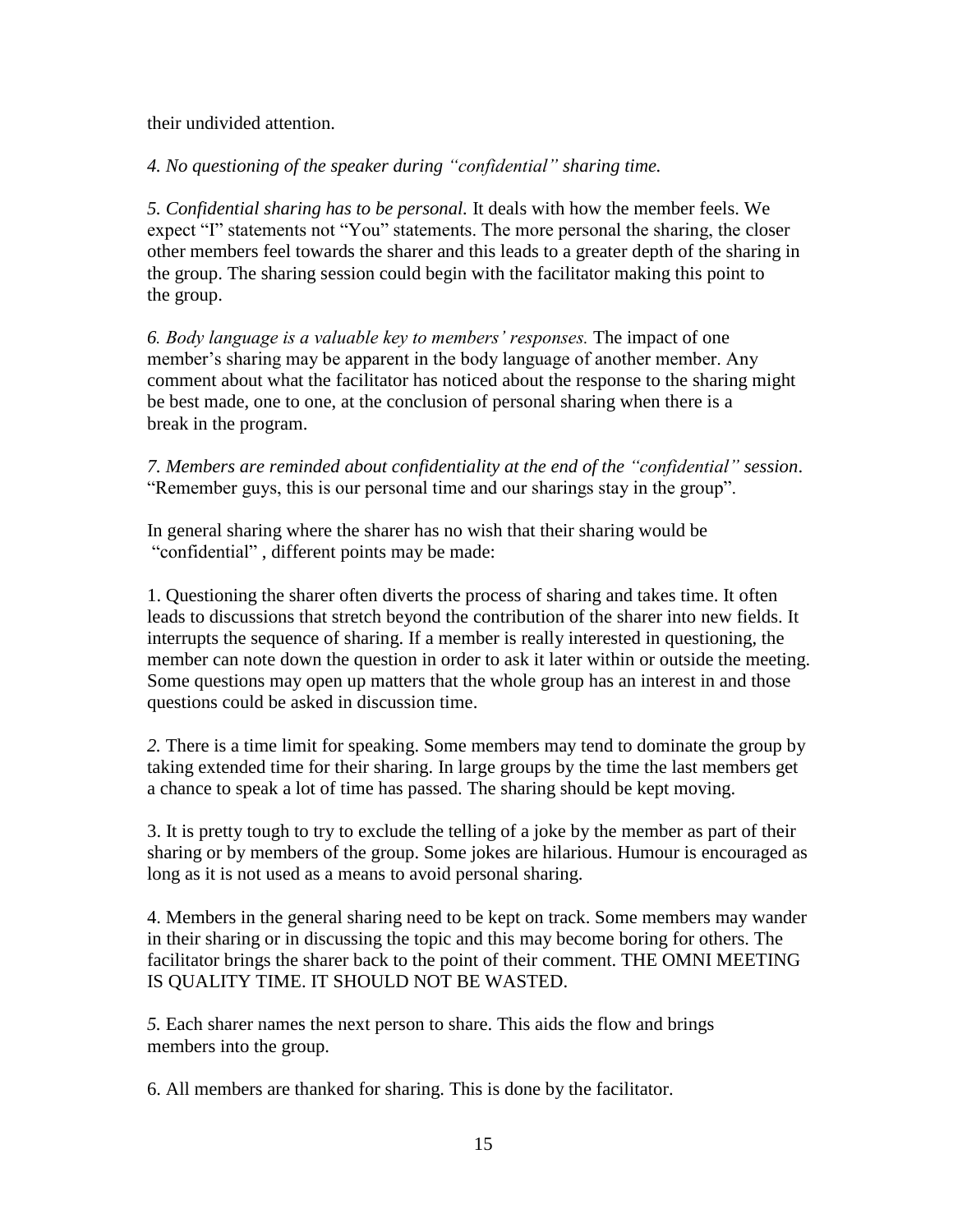their undivided attention.

*4. No questioning of the speaker during "confidential" sharing time.*

*5. Confidential sharing has to be personal.* It deals with how the member feels. We expect "I" statements not "You" statements. The more personal the sharing, the closer other members feel towards the sharer and this leads to a greater depth of the sharing in the group. The sharing session could begin with the facilitator making this point to the group.

*6. Body language is a valuable key to members' responses.* The impact of one member's sharing may be apparent in the body language of another member. Any comment about what the facilitator has noticed about the response to the sharing might be best made, one to one, at the conclusion of personal sharing when there is a break in the program.

*7. Members are reminded about confidentiality at the end of the "confidential" session*. "Remember guys, this is our personal time and our sharings stay in the group".

In general sharing where the sharer has no wish that their sharing would be "confidential" , different points may be made:

1. Questioning the sharer often diverts the process of sharing and takes time. It often leads to discussions that stretch beyond the contribution of the sharer into new fields. It interrupts the sequence of sharing. If a member is really interested in questioning, the member can note down the question in order to ask it later within or outside the meeting. Some questions may open up matters that the whole group has an interest in and those questions could be asked in discussion time.

2. There is a time limit for speaking. Some members may tend to dominate the group by taking extended time for their sharing. In large groups by the time the last members get a chance to speak a lot of time has passed. The sharing should be kept moving.

3. It is pretty tough to try to exclude the telling of a joke by the member as part of their sharing or by members of the group. Some jokes are hilarious. Humour is encouraged as long as it is not used as a means to avoid personal sharing.

4. Members in the general sharing need to be kept on track. Some members may wander in their sharing or in discussing the topic and this may become boring for others. The facilitator brings the sharer back to the point of their comment. THE OMNI MEETING IS QUALITY TIME. IT SHOULD NOT BE WASTED.

5. Each sharer names the next person to share. This aids the flow and brings members into the group.

6. All members are thanked for sharing. This is done by the facilitator.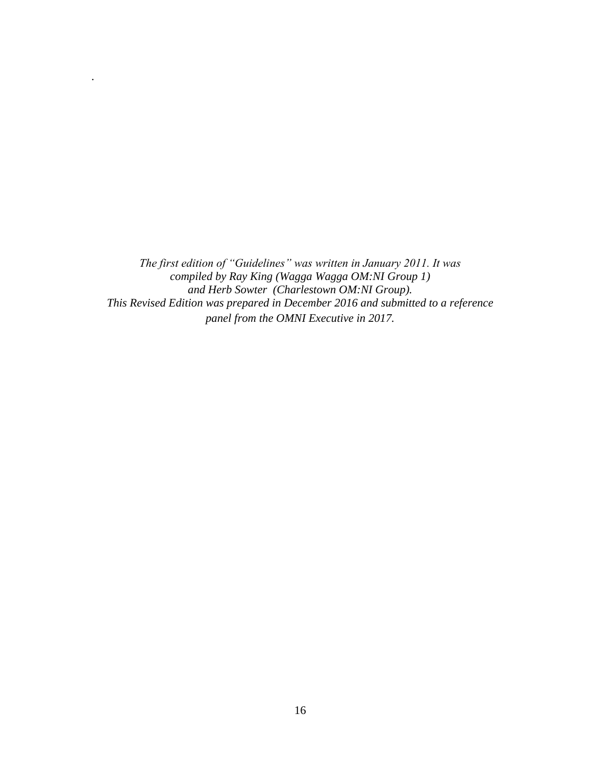*The first edition of "Guidelines" was written in January 2011. It was compiled by Ray King (Wagga Wagga OM:NI Group 1) and Herb Sowter (Charlestown OM:NI Group). This Revised Edition was prepared in December 2016 and submitted to a reference panel from the OMNI Executive in 2017.*